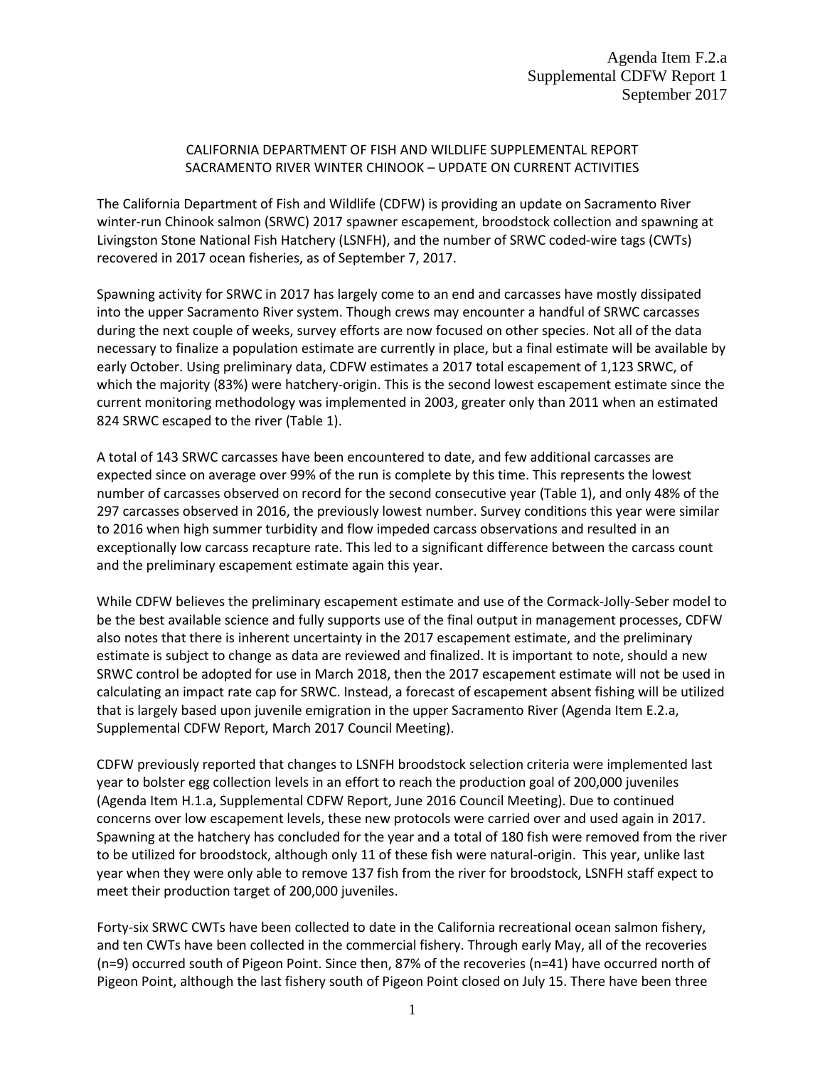Agenda Item F.2.a
Supplemental CDFW Report 1
September 2017

# CALIFORNIA DEPARTMENT OF FISH AND WILDLIFE SUPPLEMENTAL REPORT
## SACRAMENTO RIVER WINTER CHINOOK – UPDATE ON CURRENT ACTIVITIES

The California Department of Fish and Wildlife (CDFW) is providing an update on Sacramento River winter-run Chinook salmon (SRWC) 2017 spawner escapement, broodstock collection and spawning at Livingston Stone National Fish Hatchery (LSNFH), and the number of SRWC coded-wire tags (CWTs) recovered in 2017 ocean fisheries, as of September 7, 2017.

Spawning activity for SRWC in 2017 has largely come to an end and carcasses have mostly dissipated into the upper Sacramento River system. Though crews may encounter a handful of SRWC carcasses during the next couple of weeks, survey efforts are now focused on other species. Not all of the data necessary to finalize a population estimate are currently in place, but a final estimate will be available by early October. Using preliminary data, CDFW estimates a 2017 total escapement of 1,123 SRWC, of which the majority (83%) were hatchery-origin. This is the second lowest escapement estimate since the current monitoring methodology was implemented in 2003, greater only than 2011 when an estimated 824 SRWC escaped to the river (Table 1).

A total of 143 SRWC carcasses have been encountered to date, and few additional carcasses are expected since on average over 99% of the run is complete by this time. This represents the lowest number of carcasses observed on record for the second consecutive year (Table 1), and only 48% of the 297 carcasses observed in 2016, the previously lowest number. Survey conditions this year were similar to 2016 when high summer turbidity and flow impeded carcass observations and resulted in an exceptionally low carcass recapture rate. This led to a significant difference between the carcass count and the preliminary escapement estimate again this year.

While CDFW believes the preliminary escapement estimate and use of the Cormack-Jolly-Seber model to be the best available science and fully supports use of the final output in management processes, CDFW also notes that there is inherent uncertainty in the 2017 escapement estimate, and the preliminary estimate is subject to change as data are reviewed and finalized. It is important to note, should a new SRWC control be adopted for use in March 2018, then the 2017 escapement estimate will not be used in calculating an impact rate cap for SRWC. Instead, a forecast of escapement absent fishing will be utilized that is largely based upon juvenile emigration in the upper Sacramento River (Agenda Item E.2.a, Supplemental CDFW Report, March 2017 Council Meeting).

CDFW previously reported that changes to LSNFH broodstock selection criteria were implemented last year to bolster egg collection levels in an effort to reach the production goal of 200,000 juveniles (Agenda Item H.1.a, Supplemental CDFW Report, June 2016 Council Meeting). Due to continued concerns over low escapement levels, these new protocols were carried over and used again in 2017. Spawning at the hatchery has concluded for the year and a total of 180 fish were removed from the river to be utilized for broodstock, although only 11 of these fish were natural-origin. This year, unlike last year when they were only able to remove 137 fish from the river for broodstock, LSNFH staff expect to meet their production target of 200,000 juveniles.

Forty-six SRWC CWTs have been collected to date in the California recreational ocean salmon fishery, and ten CWTs have been collected in the commercial fishery. Through early May, all of the recoveries (n=9) occurred south of Pigeon Point. Since then, 87% of the recoveries (n=41) have occurred north of Pigeon Point, although the last fishery south of Pigeon Point closed on July 15. There have been three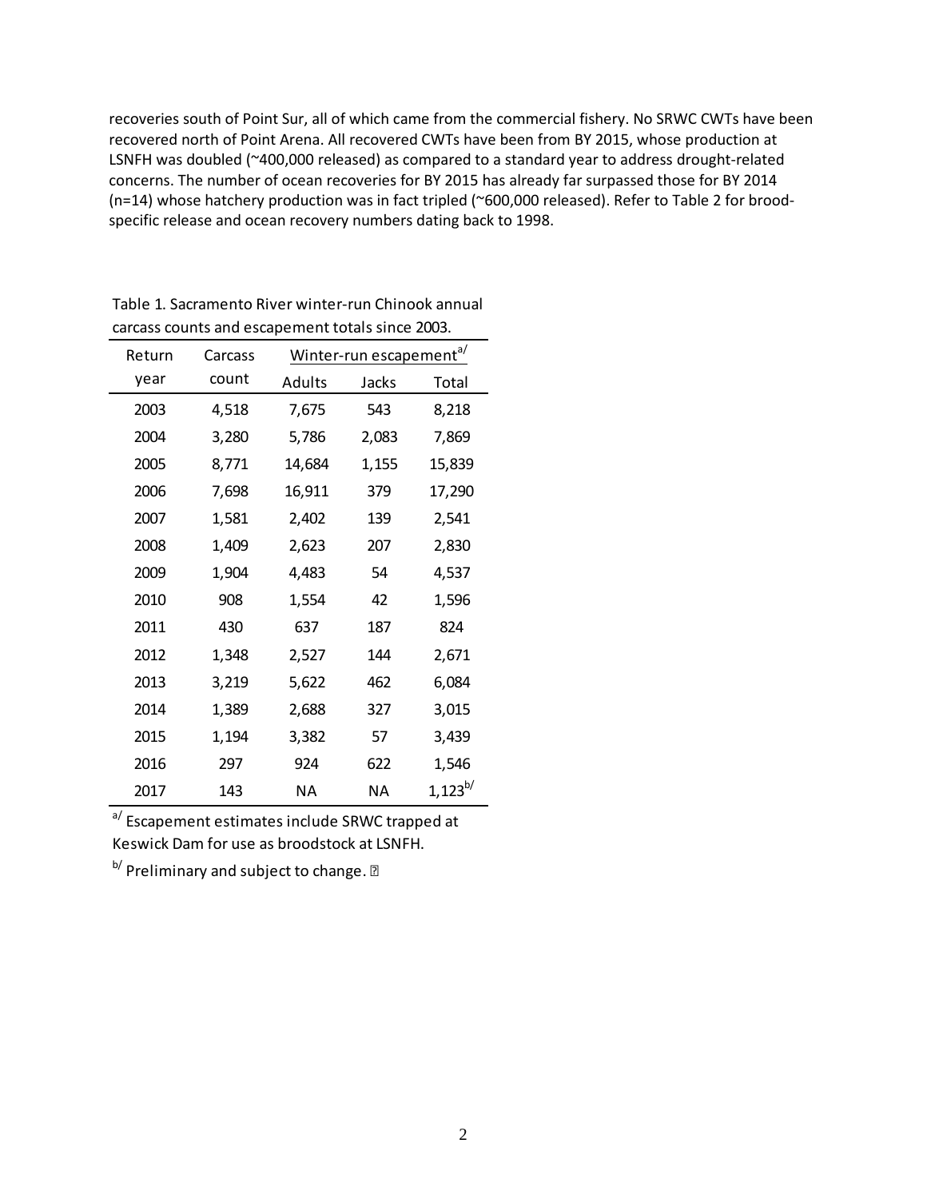recoveries south of Point Sur, all of which came from the commercial fishery. No SRWC CWTs have been recovered north of Point Arena. All recovered CWTs have been from BY 2015, whose production at LSNFH was doubled (~400,000 released) as compared to a standard year to address drought-related concerns. The number of ocean recoveries for BY 2015 has already far surpassed those for BY 2014 (n=14) whose hatchery production was in fact tripled (~600,000 released). Refer to Table 2 for brood-specific release and ocean recovery numbers dating back to 1998.

Table 1. Sacramento River winter-run Chinook annual carcass counts and escapement totals since 2003.

| Return year | Carcass count | Winter-run escapement[a/] | | |
|---|---|---|---|---|
| | | Adults | Jacks | Total |
| 2003 | 4,518 | 7,675 | 543 | 8,218 |
| 2004 | 3,280 | 5,786 | 2,083 | 7,869 |
| 2005 | 8,771 | 14,684 | 1,155 | 15,839 |
| 2006 | 7,698 | 16,911 | 379 | 17,290 |
| 2007 | 1,581 | 2,402 | 139 | 2,541 |
| 2008 | 1,409 | 2,623 | 207 | 2,830 |
| 2009 | 1,904 | 4,483 | 54 | 4,537 |
| 2010 | 908 | 1,554 | 42 | 1,596 |
| 2011 | 430 | 637 | 187 | 824 |
| 2012 | 1,348 | 2,527 | 144 | 2,671 |
| 2013 | 3,219 | 5,622 | 462 | 6,084 |
| 2014 | 1,389 | 2,688 | 327 | 3,015 |
| 2015 | 1,194 | 3,382 | 57 | 3,439 |
| 2016 | 297 | 924 | 622 | 1,546 |
| 2017 | 143 | NA | NA | 1,123[b/] |

[a/] Escapement estimates include SRWC trapped at Keswick Dam for use as broodstock at LSNFH.

[b/] Preliminary and subject to change.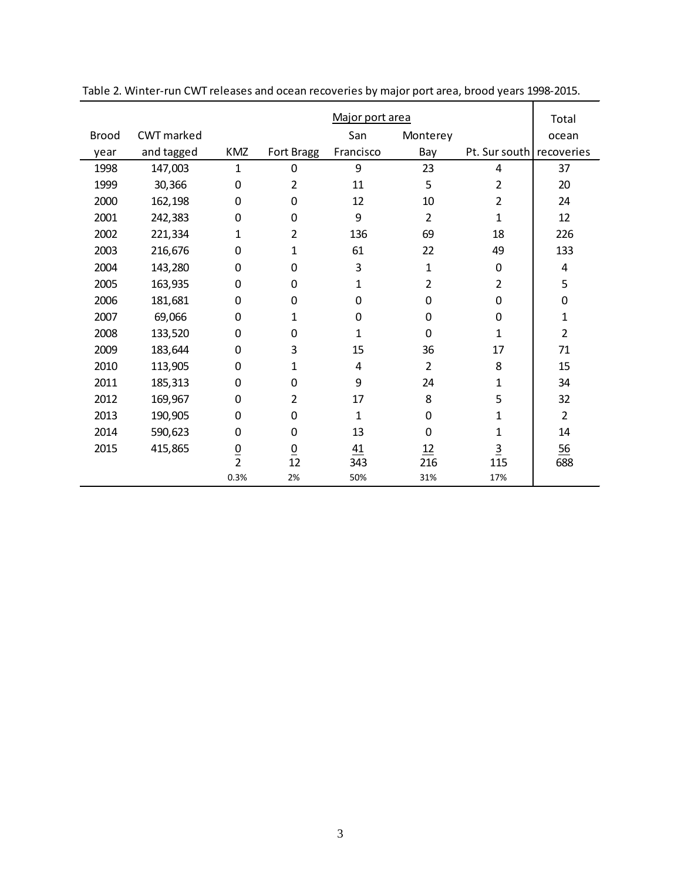Table 2. Winter-run CWT releases and ocean recoveries by major port area, brood years 1998-2015.

| Brood year | CWT marked and tagged | Major port area | | | | | Total ocean recoveries |
|---|---|---|---|---|---|---|---|
| | | KMZ | Fort Bragg | San Francisco | Monterey Bay | Pt. Sur south | |
| 1998 | 147,003 | 1 | 0 | 9 | 23 | 4 | 37 |
| 1999 | 30,366 | 0 | 2 | 11 | 5 | 2 | 20 |
| 2000 | 162,198 | 0 | 0 | 12 | 10 | 2 | 24 |
| 2001 | 242,383 | 0 | 0 | 9 | 2 | 1 | 12 |
| 2002 | 221,334 | 1 | 2 | 136 | 69 | 18 | 226 |
| 2003 | 216,676 | 0 | 1 | 61 | 22 | 49 | 133 |
| 2004 | 143,280 | 0 | 0 | 3 | 1 | 0 | 4 |
| 2005 | 163,935 | 0 | 0 | 1 | 2 | 2 | 5 |
| 2006 | 181,681 | 0 | 0 | 0 | 0 | 0 | 0 |
| 2007 | 69,066 | 0 | 1 | 0 | 0 | 0 | 1 |
| 2008 | 133,520 | 0 | 0 | 1 | 0 | 1 | 2 |
| 2009 | 183,644 | 0 | 3 | 15 | 36 | 17 | 71 |
| 2010 | 113,905 | 0 | 1 | 4 | 2 | 8 | 15 |
| 2011 | 185,313 | 0 | 0 | 9 | 24 | 1 | 34 |
| 2012 | 169,967 | 0 | 2 | 17 | 8 | 5 | 32 |
| 2013 | 190,905 | 0 | 0 | 1 | 0 | 1 | 2 |
| 2014 | 590,623 | 0 | 0 | 13 | 0 | 1 | 14 |
| 2015 | 415,865 | 0 | 0 | 41 | 12 | 3 | 56 |
| | | 2 | 12 | 343 | 216 | 115 | 688 |
| | | 0.3% | 2% | 50% | 31% | 17% | |